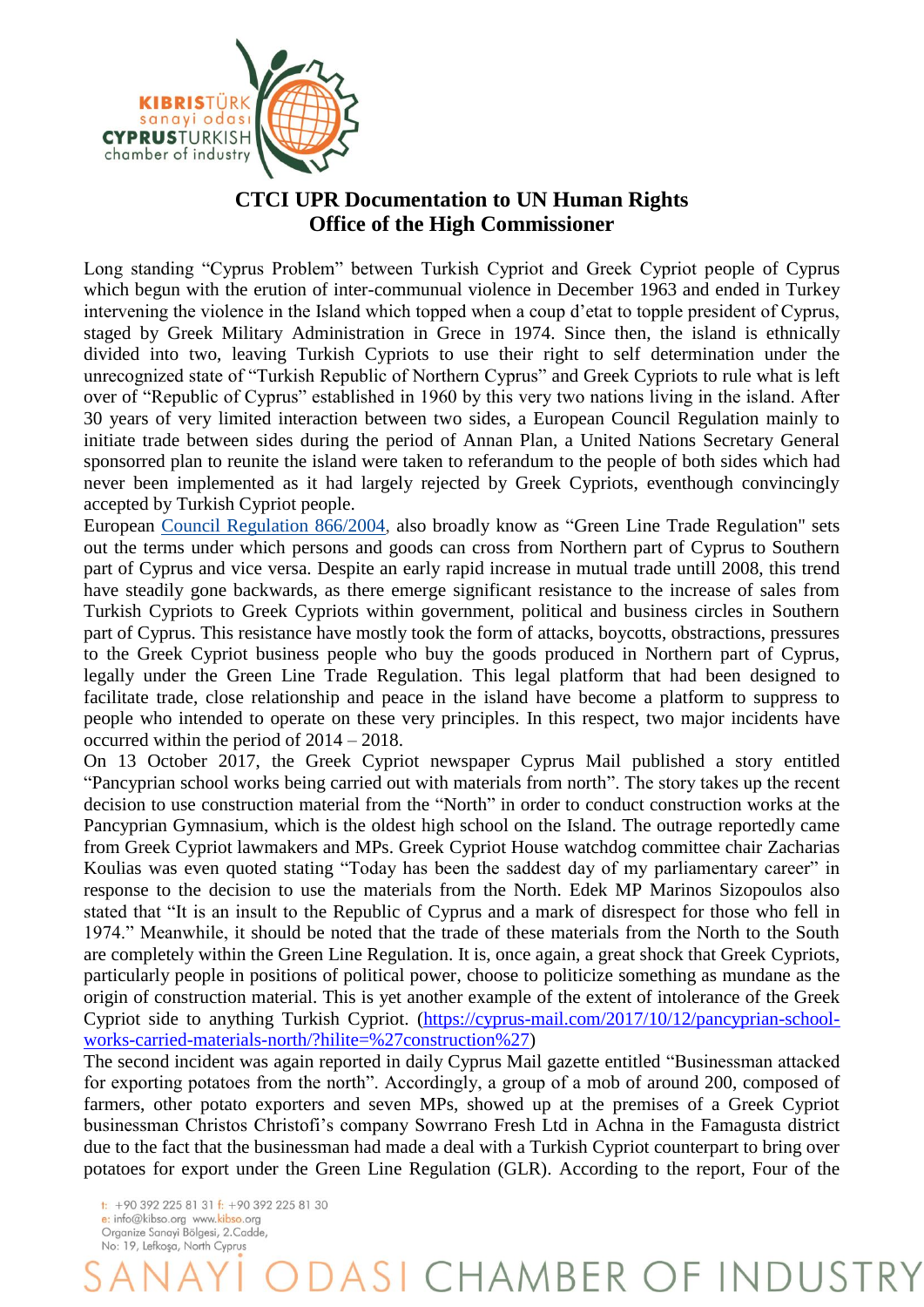# CTCI UPR Documentation to UN Human Rights Office of the High Commissioner

Long standing "Cyprus Problem" between Turkish Cypriot and Greek Cypriot people of Cyprus which begun with the erution of inter-communual violence in December 1963 and ended in Turkey intervening the violence in the Island which topped when a coup d'etat to topple president of Cyprus, staged by Greek Military Administration in Grece in 1974. Since then, the island is ethnically divided into two, leaving Turkish Cypriots to use their right to self determination under the unrecognized state of "Turkish Republic of Northern Cyprus" and Greek Cypriots to rule what is left over of "Republic of Cyprus" established in 1960 by this very two nations living in the island. After 30 years of very limited interaction between two sides, a European Council Regulation mainly to initiate trade between sides during the period of Annan Plan, a United Nations Secretary General sponsorred plan to reunite the island were taken to referandum to the people of both sides which had never been implemented as it had largely rejected by Greek Cypriots, eventhough convincingly accepted by Turkish Cypriot people.

European [Council Regulation 866/2004](), also broadly know as "Green Line Trade Regulation" sets out the terms under which persons and goods can cross from Northern part of Cyprus to Southern part of Cyprus and vice versa. Despite an early rapid increase in mutual trade untill 2008, this trend have steadily gone backwards, as there emerge significant resistance to the increase of sales from Turkish Cypriots to Greek Cypriots within government, political and business circles in Southern part of Cyprus. This resistance have mostly took the form of attacks, boycotts, obstractions, pressures to the Greek Cypriot business people who buy the goods produced in Northern part of Cyprus, legally under the Green Line Trade Regulation. This legal platform that had been designed to facilitate trade, close relationship and peace in the island have become a platform to suppress to people who intended to operate on these very principles. In this respect, two major incidents have occurred within the period of 2014 – 2018.

On 13 October 2017, the Greek Cypriot newspaper Cyprus Mail published a story entitled "Pancyprian school works being carried out with materials from north". The story takes up the recent decision to use construction material from the "North" in order to conduct construction works at the Pancyprian Gymnasium, which is the oldest high school on the Island. The outrage reportedly came from Greek Cypriot lawmakers and MPs. Greek Cypriot House watchdog committee chair Zacharias Koulias was even quoted stating "Today has been the saddest day of my parliamentary career" in response to the decision to use the materials from the North. Edek MP Marinos Sizopoulos also stated that "It is an insult to the Republic of Cyprus and a mark of disrespect for those who fell in 1974." Meanwhile, it should be noted that the trade of these materials from the North to the South are completely within the Green Line Regulation. It is, once again, a great shock that Greek Cypriots, particularly people in positions of political power, choose to politicize something as mundane as the origin of construction material. This is yet another example of the extent of intolerance of the Greek Cypriot side to anything Turkish Cypriot. ([https://cyprus-mail.com/2017/10/12/pancyprian-school-works-carried-materials-north/?hilite=%27construction%27](https://cyprus-mail.com/2017/10/12/pancyprian-school-works-carried-materials-north/?hilite=%27construction%27))

The second incident was again reported in daily Cyprus Mail gazette entitled "Businessman attacked for exporting potatoes from the north". Accordingly, a group of a mob of around 200, composed of farmers, other potato exporters and seven MPs, showed up at the premises of a Greek Cypriot businessman Christos Christofi's company Sowrrano Fresh Ltd in Achna in the Famagusta district due to the fact that the businessman had made a deal with a Turkish Cypriot counterpart to bring over potatoes for export under the Green Line Regulation (GLR). According to the report, Four of the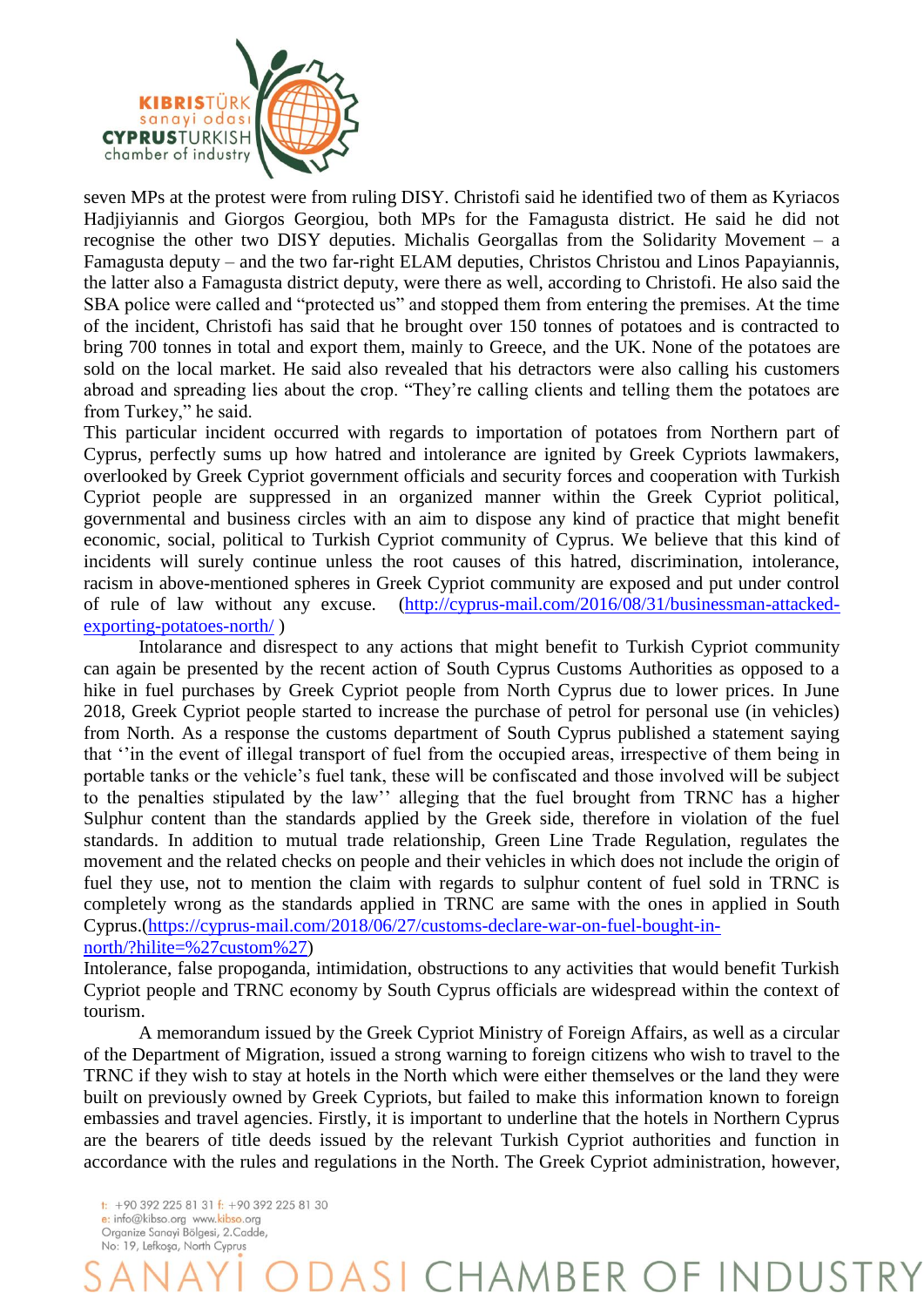seven MPs at the protest were from ruling DISY. Christofi said he identified two of them as Kyriacos Hadjiyiannis and Giorgos Georgiou, both MPs for the Famagusta district. He said he did not recognise the other two DISY deputies. Michalis Georgallas from the Solidarity Movement – a Famagusta deputy – and the two far-right ELAM deputies, Christos Christou and Linos Papayiannis, the latter also a Famagusta district deputy, were there as well, according to Christofi. He also said the SBA police were called and "protected us" and stopped them from entering the premises. At the time of the incident, Christofi has said that he brought over 150 tonnes of potatoes and is contracted to bring 700 tonnes in total and export them, mainly to Greece, and the UK. None of the potatoes are sold on the local market. He said also revealed that his detractors were also calling his customers abroad and spreading lies about the crop. "They're calling clients and telling them the potatoes are from Turkey," he said.

This particular incident occurred with regards to importation of potatoes from Northern part of Cyprus, perfectly sums up how hatred and intolerance are ignited by Greek Cypriots lawmakers, overlooked by Greek Cypriot government officials and security forces and cooperation with Turkish Cypriot people are suppressed in an organized manner within the Greek Cypriot political, governmental and business circles with an aim to dispose any kind of practice that might benefit economic, social, political to Turkish Cypriot community of Cyprus. We believe that this kind of incidents will surely continue unless the root causes of this hatred, discrimination, intolerance, racism in above-mentioned spheres in Greek Cypriot community are exposed and put under control of rule of law without any excuse. ([http://cyprus-mail.com/2016/08/31/businessman-attacked-exporting-potatoes-north/](http://cyprus-mail.com/2016/08/31/businessman-attacked-exporting-potatoes-north/) )

Intolarance and disrespect to any actions that might benefit to Turkish Cypriot community can again be presented by the recent action of South Cyprus Customs Authorities as opposed to a hike in fuel purchases by Greek Cypriot people from North Cyprus due to lower prices. In June 2018, Greek Cypriot people started to increase the purchase of petrol for personal use (in vehicles) from North. As a response the customs department of South Cyprus published a statement saying that ''in the event of illegal transport of fuel from the occupied areas, irrespective of them being in portable tanks or the vehicle's fuel tank, these will be confiscated and those involved will be subject to the penalties stipulated by the law'' alleging that the fuel brought from TRNC has a higher Sulphur content than the standards applied by the Greek side, therefore in violation of the fuel standards. In addition to mutual trade relationship, Green Line Trade Regulation, regulates the movement and the related checks on people and their vehicles in which does not include the origin of fuel they use, not to mention the claim with regards to sulphur content of fuel sold in TRNC is completely wrong as the standards applied in TRNC are same with the ones in applied in South Cyprus.([https://cyprus-mail.com/2018/06/27/customs-declare-war-on-fuel-bought-in-north/?hilite=%27custom%27](https://cyprus-mail.com/2018/06/27/customs-declare-war-on-fuel-bought-in-north/?hilite=%27custom%27))

Intolerance, false propoganda, intimidation, obstructions to any activities that would benefit Turkish Cypriot people and TRNC economy by South Cyprus officials are widespread within the context of tourism.

A memorandum issued by the Greek Cypriot Ministry of Foreign Affairs, as well as a circular of the Department of Migration, issued a strong warning to foreign citizens who wish to travel to the TRNC if they wish to stay at hotels in the North which were either themselves or the land they were built on previously owned by Greek Cypriots, but failed to make this information known to foreign embassies and travel agencies. Firstly, it is important to underline that the hotels in Northern Cyprus are the bearers of title deeds issued by the relevant Turkish Cypriot authorities and function in accordance with the rules and regulations in the North. The Greek Cypriot administration, however,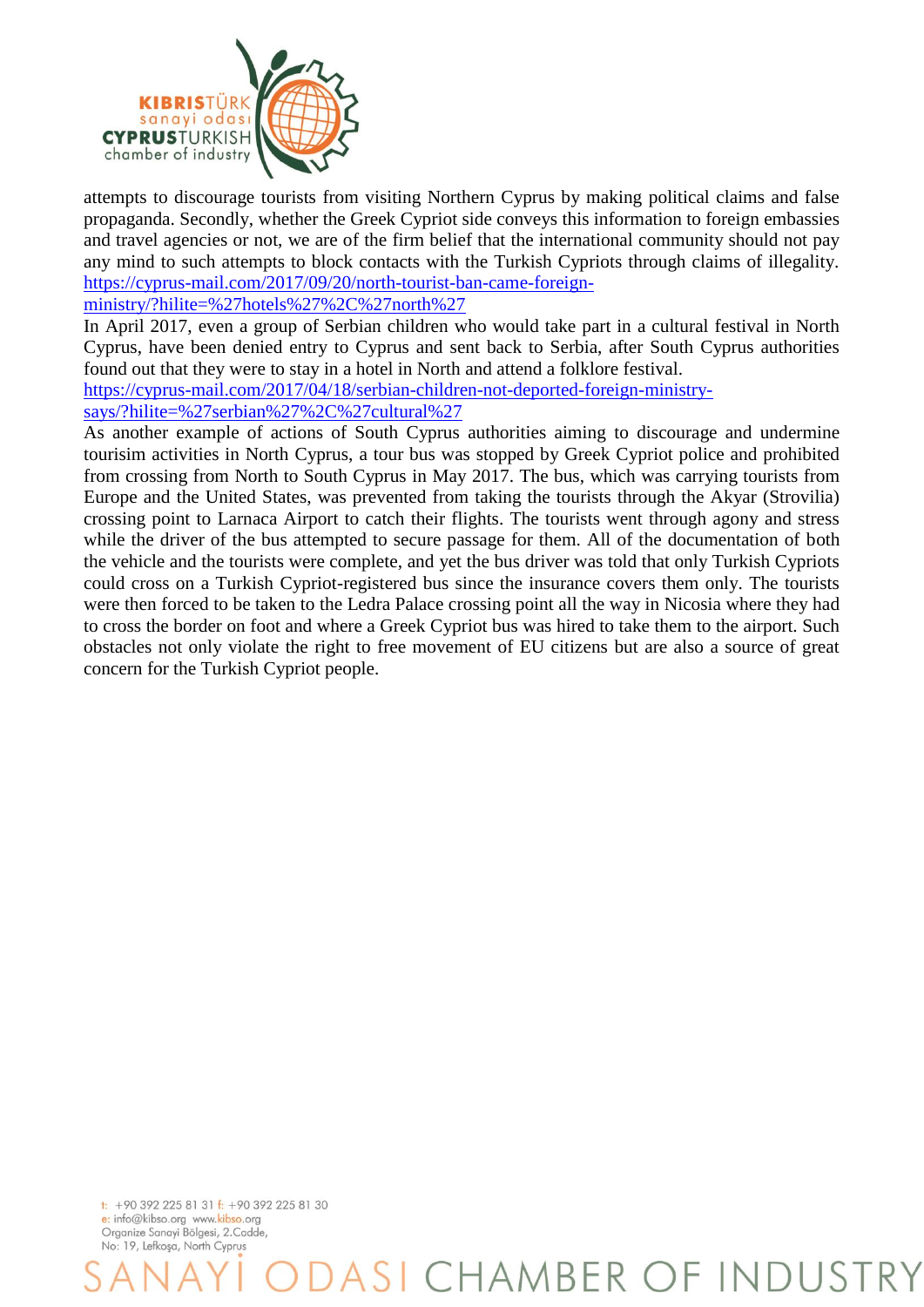attempts to discourage tourists from visiting Northern Cyprus by making political claims and false propaganda. Secondly, whether the Greek Cypriot side conveys this information to foreign embassies and travel agencies or not, we are of the firm belief that the international community should not pay any mind to such attempts to block contacts with the Turkish Cypriots through claims of illegality. https://cyprus-mail.com/2017/09/20/north-tourist-ban-came-foreign-ministry/?hilite=%27hotels%27%2C%27north%27

In April 2017, even a group of Serbian children who would take part in a cultural festival in North Cyprus, have been denied entry to Cyprus and sent back to Serbia, after South Cyprus authorities found out that they were to stay in a hotel in North and attend a folklore festival. https://cyprus-mail.com/2017/04/18/serbian-children-not-deported-foreign-ministry-says/?hilite=%27serbian%27%2C%27cultural%27

As another example of actions of South Cyprus authorities aiming to discourage and undermine tourisim activities in North Cyprus, a tour bus was stopped by Greek Cypriot police and prohibited from crossing from North to South Cyprus in May 2017. The bus, which was carrying tourists from Europe and the United States, was prevented from taking the tourists through the Akyar (Strovilia) crossing point to Larnaca Airport to catch their flights. The tourists went through agony and stress while the driver of the bus attempted to secure passage for them. All of the documentation of both the vehicle and the tourists were complete, and yet the bus driver was told that only Turkish Cypriots could cross on a Turkish Cypriot-registered bus since the insurance covers them only. The tourists were then forced to be taken to the Ledra Palace crossing point all the way in Nicosia where they had to cross the border on foot and where a Greek Cypriot bus was hired to take them to the airport. Such obstacles not only violate the right to free movement of EU citizens but are also a source of great concern for the Turkish Cypriot people.